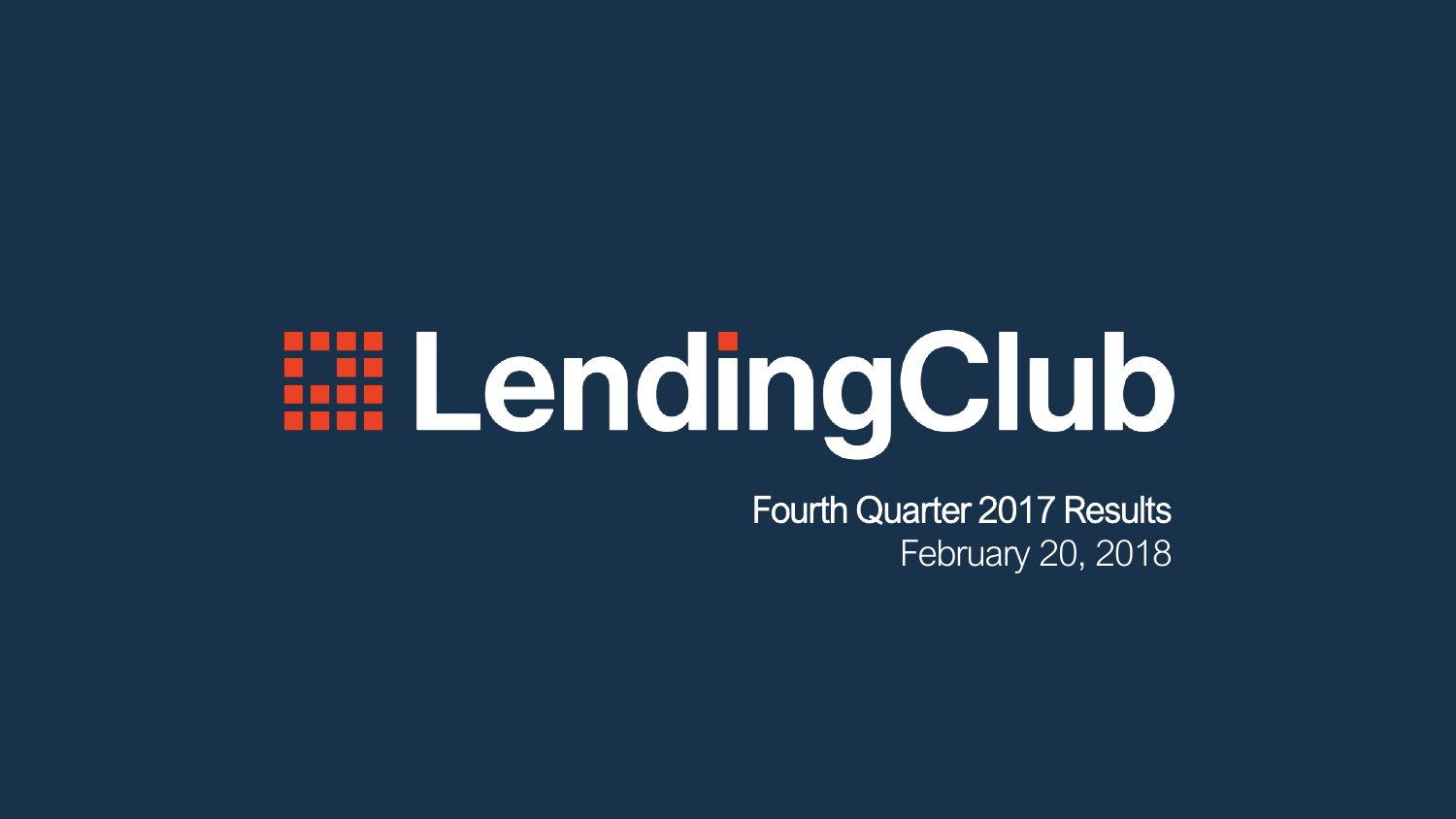# LendingClub

## Fourth Quarter 2017 Results

February 20, 2018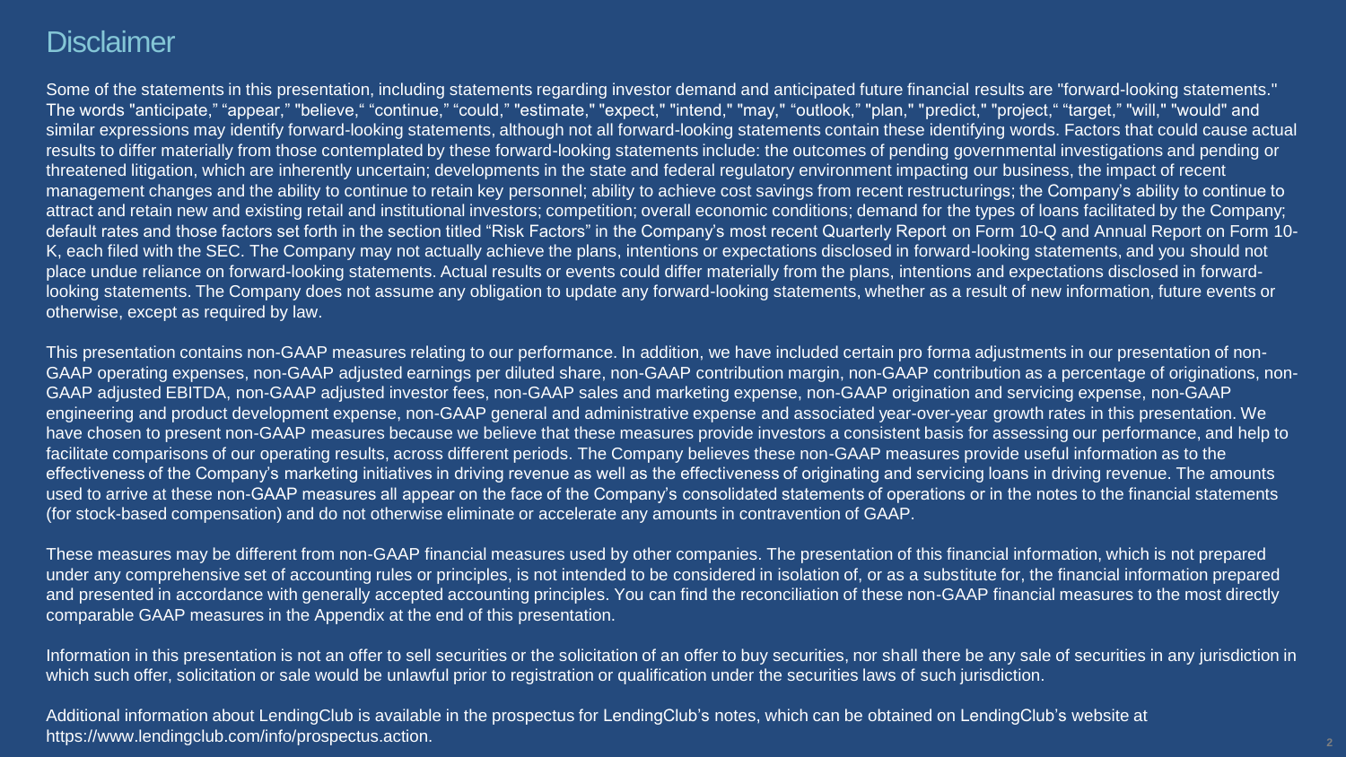# Disclaimer

Some of the statements in this presentation, including statements regarding investor demand and anticipated future financial results are "forward-looking statements." The words "anticipate," "appear," "believe," "continue," "could," "estimate," "expect," "intend," "may," "outlook," "plan," "predict," "project," "target," "will," "would" and similar expressions may identify forward-looking statements, although not all forward-looking statements contain these identifying words. Factors that could cause actual results to differ materially from those contemplated by these forward-looking statements include: the outcomes of pending governmental investigations and pending or threatened litigation, which are inherently uncertain; developments in the state and federal regulatory environment impacting our business, the impact of recent management changes and the ability to continue to retain key personnel; ability to achieve cost savings from recent restructurings; the Company's ability to continue to attract and retain new and existing retail and institutional investors; competition; overall economic conditions; demand for the types of loans facilitated by the Company; default rates and those factors set forth in the section titled "Risk Factors" in the Company's most recent Quarterly Report on Form 10-Q and Annual Report on Form 10-K, each filed with the SEC. The Company may not actually achieve the plans, intentions or expectations disclosed in forward-looking statements, and you should not place undue reliance on forward-looking statements. Actual results or events could differ materially from the plans, intentions and expectations disclosed in forward-looking statements. The Company does not assume any obligation to update any forward-looking statements, whether as a result of new information, future events or otherwise, except as required by law.

This presentation contains non-GAAP measures relating to our performance. In addition, we have included certain pro forma adjustments in our presentation of non-GAAP operating expenses, non-GAAP adjusted earnings per diluted share, non-GAAP contribution margin, non-GAAP contribution as a percentage of originations, non-GAAP adjusted EBITDA, non-GAAP adjusted investor fees, non-GAAP sales and marketing expense, non-GAAP origination and servicing expense, non-GAAP engineering and product development expense, non-GAAP general and administrative expense and associated year-over-year growth rates in this presentation. We have chosen to present non-GAAP measures because we believe that these measures provide investors a consistent basis for assessing our performance, and help to facilitate comparisons of our operating results, across different periods. The Company believes these non-GAAP measures provide useful information as to the effectiveness of the Company's marketing initiatives in driving revenue as well as the effectiveness of originating and servicing loans in driving revenue. The amounts used to arrive at these non-GAAP measures all appear on the face of the Company's consolidated statements of operations or in the notes to the financial statements (for stock-based compensation) and do not otherwise eliminate or accelerate any amounts in contravention of GAAP.

These measures may be different from non-GAAP financial measures used by other companies. The presentation of this financial information, which is not prepared under any comprehensive set of accounting rules or principles, is not intended to be considered in isolation of, or as a substitute for, the financial information prepared and presented in accordance with generally accepted accounting principles. You can find the reconciliation of these non-GAAP financial measures to the most directly comparable GAAP measures in the Appendix at the end of this presentation.

Information in this presentation is not an offer to sell securities or the solicitation of an offer to buy securities, nor shall there be any sale of securities in any jurisdiction in which such offer, solicitation or sale would be unlawful prior to registration or qualification under the securities laws of such jurisdiction.

Additional information about LendingClub is available in the prospectus for LendingClub's notes, which can be obtained on LendingClub's website at https://www.lendingclub.com/info/prospectus.action.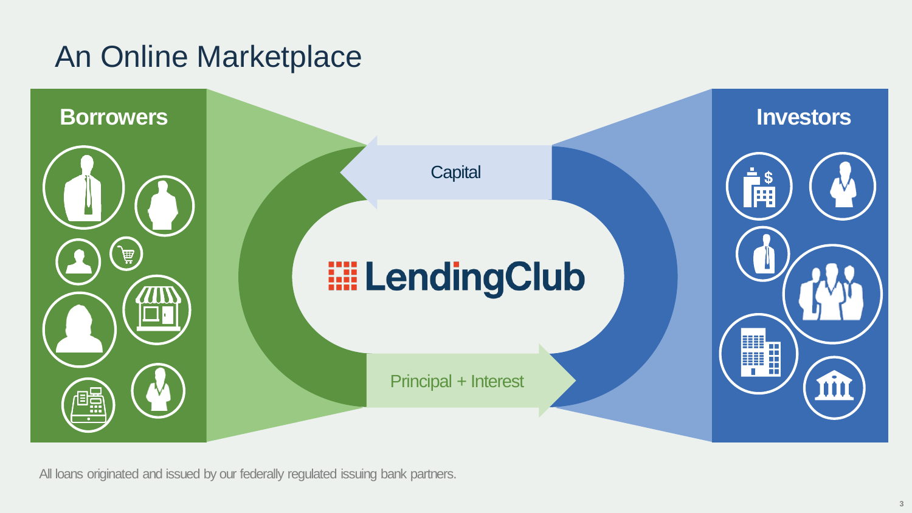# An Online Marketplace

**Borrowers**

Capital

LendingClub

Principal + Interest

**Investors**

All loans originated and issued by our federally regulated issuing bank partners.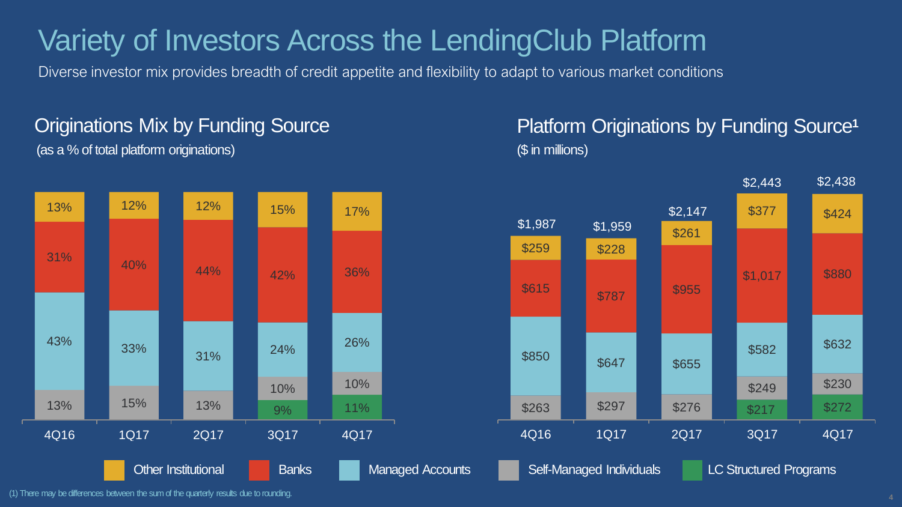# Variety of Investors Across the LendingClub Platform

Diverse investor mix provides breadth of credit appetite and flexibility to adapt to various market conditions

## Originations Mix by Funding Source

(as a % of total platform originations)

| | 4Q16 | 1Q17 | 2Q17 | 3Q17 | 4Q17 |
|---|---|---|---|---|---|
| Other Institutional | 13% | 12% | 12% | 15% | 17% |
| Banks | 31% | 40% | 44% | 42% | 36% |
| Managed Accounts | 43% | 33% | 31% | 24% | 26% |
| Self-Managed Individuals | 13% | 15% | 13% | 10% | 10% |
| LC Structured Programs | | | | 9% | 11% |

## Platform Originations by Funding Source[1]

($ in millions)

| | 4Q16 | 1Q17 | 2Q17 | 3Q17 | 4Q17 |
|---|---|---|---|---|---|
| Other Institutional | $259 | $228 | $261 | $377 | $424 |
| Banks | $615 | $787 | $955 | $1,017 | $880 |
| Managed Accounts | $850 | $647 | $655 | $582 | $632 |
| Self-Managed Individuals | $263 | $297 | $276 | $249 | $230 |
| LC Structured Programs | | | | $217 | $272 |
| Total | $1,987 | $1,959 | $2,147 | $2,443 | $2,438 |

(1) There may be differences between the sum of the quarterly results due to rounding.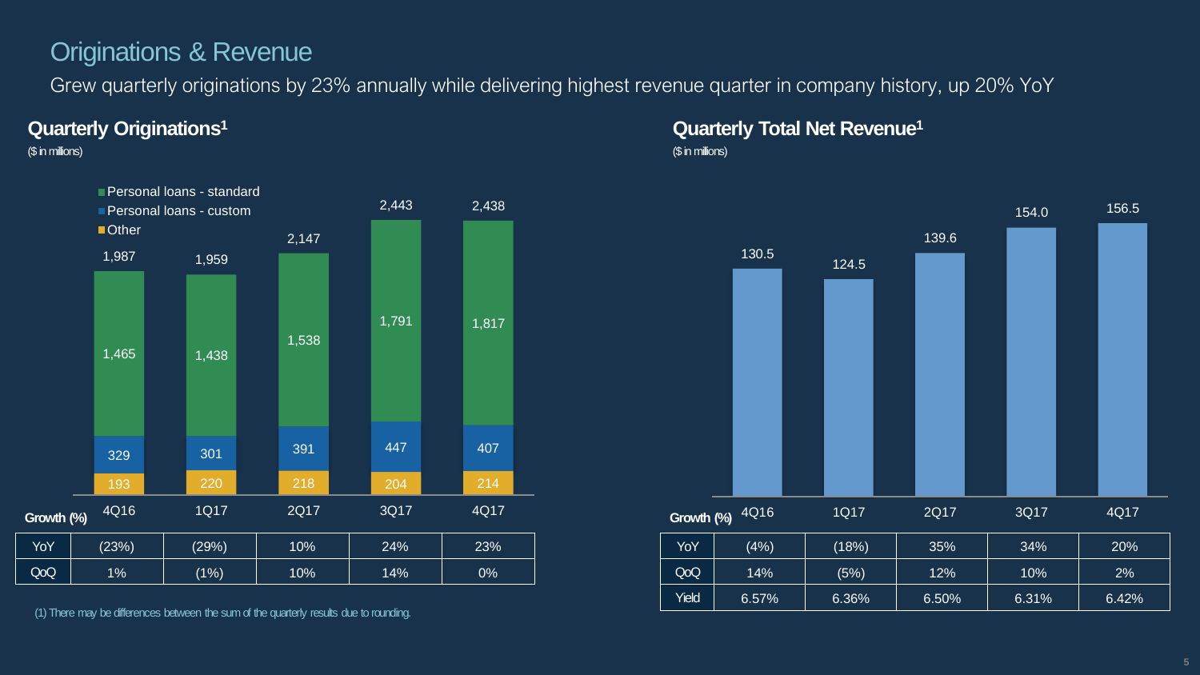# Originations & Revenue

Grew quarterly originations by 23% annually while delivering highest revenue quarter in company history, up 20% YoY

## Quarterly Originations[1]

($ in millions)

| | 4Q16 | 1Q17 | 2Q17 | 3Q17 | 4Q17 |
|---|---|---|---|---|---|
| Personal loans - standard | 1,465 | 1,438 | 1,538 | 1,791 | 1,817 |
| Personal loans - custom | 329 | 301 | 391 | 447 | 407 |
| Other | 193 | 220 | 218 | 204 | 214 |
| Total | 1,987 | 1,959 | 2,147 | 2,443 | 2,438 |

| Growth (%) | 4Q16 | 1Q17 | 2Q17 | 3Q17 | 4Q17 |
|---|---|---|---|---|---|
| YoY | (23%) | (29%) | 10% | 24% | 23% |
| QoQ | 1% | (1%) | 10% | 14% | 0% |

(1) There may be differences between the sum of the quarterly results due to rounding.

## Quarterly Total Net Revenue[1]

($ in millions)

| | 4Q16 | 1Q17 | 2Q17 | 3Q17 | 4Q17 |
|---|---|---|---|---|---|
| Total Net Revenue | 130.5 | 124.5 | 139.6 | 154.0 | 156.5 |

| Growth (%) | 4Q16 | 1Q17 | 2Q17 | 3Q17 | 4Q17 |
|---|---|---|---|---|---|
| YoY | (4%) | (18%) | 35% | 34% | 20% |
| QoQ | 14% | (5%) | 12% | 10% | 2% |
| Yield | 6.57% | 6.36% | 6.50% | 6.31% | 6.42% |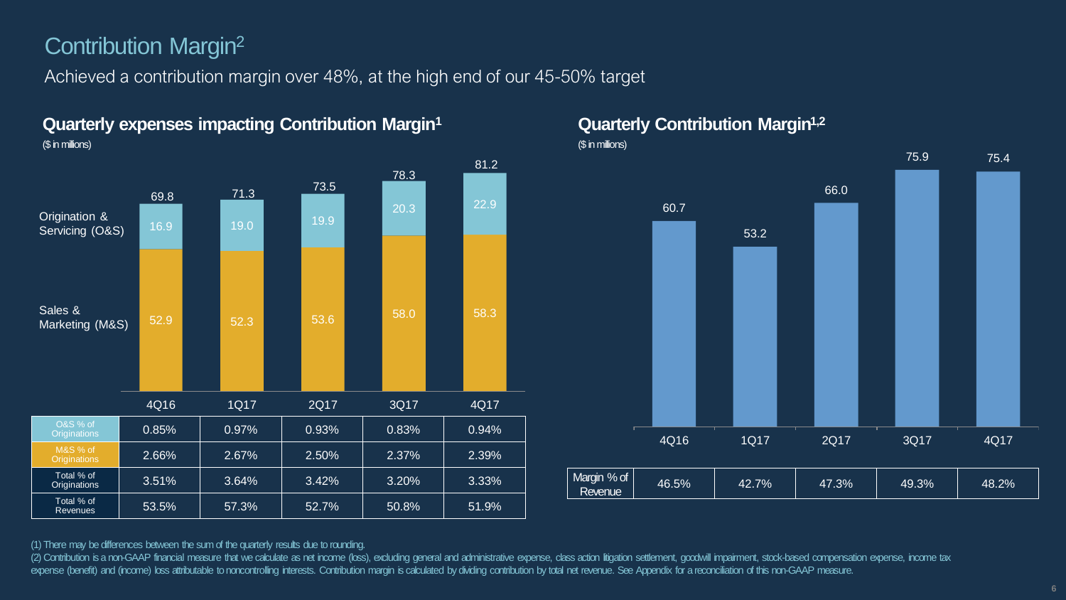# Contribution Margin[2]

Achieved a contribution margin over 48%, at the high end of our 45-50% target

## Quarterly expenses impacting Contribution Margin[1]

($ in millions)

| | 4Q16 | 1Q17 | 2Q17 | 3Q17 | 4Q17 |
|---|---|---|---|---|---|
| Origination & Servicing (O&S) | 16.9 | 19.0 | 19.9 | 20.3 | 22.9 |
| Sales & Marketing (M&S) | 52.9 | 52.3 | 53.6 | 58.0 | 58.3 |
| Total | 69.8 | 71.3 | 73.5 | 78.3 | 81.2 |
| O&S % of Originations | 0.85% | 0.97% | 0.93% | 0.83% | 0.94% |
| M&S % of Originations | 2.66% | 2.67% | 2.50% | 2.37% | 2.39% |
| Total % of Originations | 3.51% | 3.64% | 3.42% | 3.20% | 3.33% |
| Total % of Revenues | 53.5% | 57.3% | 52.7% | 50.8% | 51.9% |

## Quarterly Contribution Margin[1,2]

($ in millions)

| | 4Q16 | 1Q17 | 2Q17 | 3Q17 | 4Q17 |
|---|---|---|---|---|---|
| Contribution | 60.7 | 53.2 | 66.0 | 75.9 | 75.4 |
| Margin % of Revenue | 46.5% | 42.7% | 47.3% | 49.3% | 48.2% |

(1) There may be differences between the sum of the quarterly results due to rounding.

(2) Contribution is a non-GAAP financial measure that we calculate as net income (loss), excluding general and administrative expense, class action litigation settlement, goodwill impairment, stock-based compensation expense, income tax expense (benefit) and (income) loss attributable to noncontrolling interests. Contribution margin is calculated by dividing contribution by total net revenue. See Appendix for a reconciliation of this non-GAAP measure.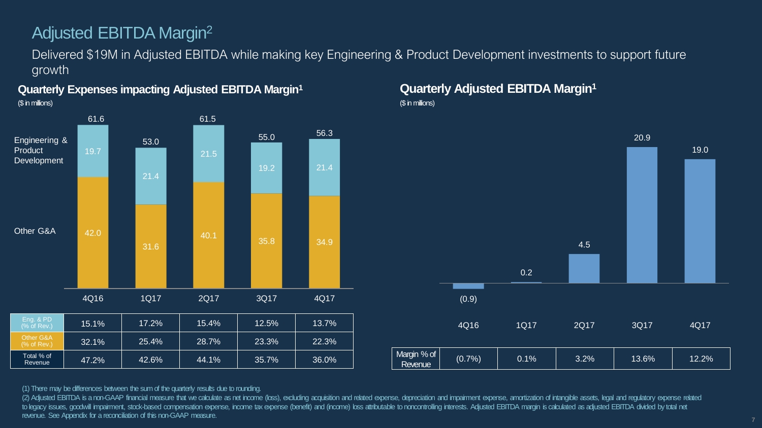# Adjusted EBITDA Margin[2]

Delivered $19M in Adjusted EBITDA while making key Engineering & Product Development investments to support future growth

## Quarterly Expenses impacting Adjusted EBITDA Margin[1]

($ in millions)

| | 4Q16 | 1Q17 | 2Q17 | 3Q17 | 4Q17 |
|---|---|---|---|---|---|
| Engineering & Product Development | 19.7 | 21.4 | 21.5 | 19.2 | 21.4 |
| Other G&A | 42.0 | 31.6 | 40.1 | 35.8 | 34.9 |
| Total | 61.6 | 53.0 | 61.5 | 55.0 | 56.3 |

| | 4Q16 | 1Q17 | 2Q17 | 3Q17 | 4Q17 |
|---|---|---|---|---|---|
| Eng. & PD (% of Rev.) | 15.1% | 17.2% | 15.4% | 12.5% | 13.7% |
| Other G&A (% of Rev.) | 32.1% | 25.4% | 28.7% | 23.3% | 22.3% |
| Total % of Revenue | 47.2% | 42.6% | 44.1% | 35.7% | 36.0% |

## Quarterly Adjusted EBITDA Margin[1]

($ in millions)

| | 4Q16 | 1Q17 | 2Q17 | 3Q17 | 4Q17 |
|---|---|---|---|---|---|
| Adjusted EBITDA | (0.9) | 0.2 | 4.5 | 20.9 | 19.0 |
| Margin % of Revenue | (0.7%) | 0.1% | 3.2% | 13.6% | 12.2% |

(1) There may be differences between the sum of the quarterly results due to rounding.

(2) Adjusted EBITDA is a non-GAAP financial measure that we calculate as net income (loss), excluding acquisition and related expense, depreciation and impairment expense, amortization of intangible assets, legal and regulatory expense related to legacy issues, goodwill impairment, stock-based compensation expense, income tax expense (benefit) and (income) loss attributable to noncontrolling interests. Adjusted EBITDA margin is calculated as adjusted EBITDA divided by total net revenue. See Appendix for a reconciliation of this non-GAAP measure.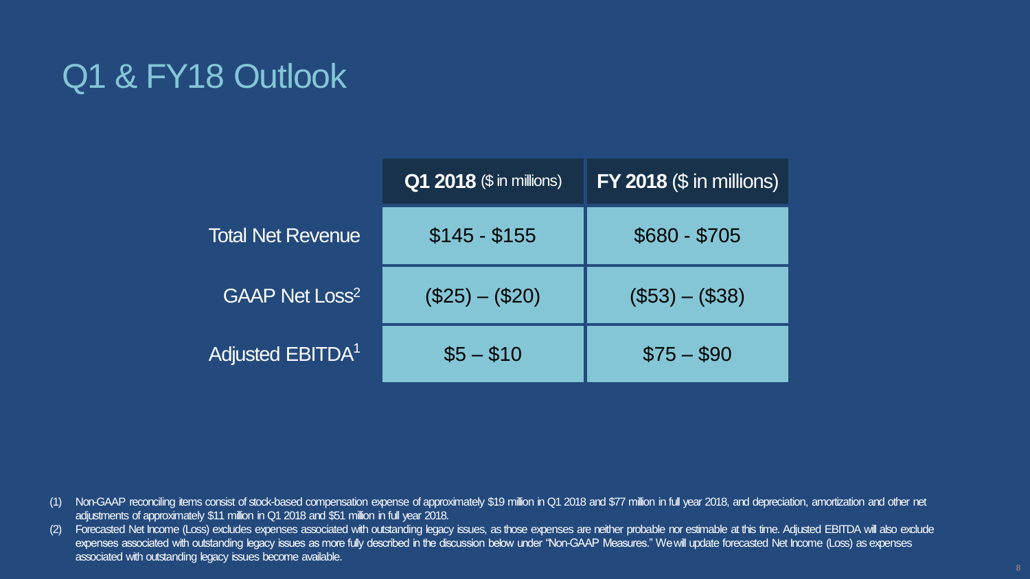# Q1 & FY18 Outlook

| | **Q1 2018** ($ in millions) | **FY 2018** ($ in millions) |
|---|---|---|
| Total Net Revenue | $145 - $155 | $680 - $705 |
| GAAP Net Loss[2] | ($25) – ($20) | ($53) – ($38) |
| Adjusted EBITDA[1] | $5 – $10 | $75 – $90 |

(1) Non-GAAP reconciling items consist of stock-based compensation expense of approximately $19 million in Q1 2018 and $77 million in full year 2018, and depreciation, amortization and other net adjustments of approximately $11 million in Q1 2018 and $51 million in full year 2018.

(2) Forecasted Net Income (Loss) excludes expenses associated with outstanding legacy issues, as those expenses are neither probable nor estimable at this time. Adjusted EBITDA will also exclude expenses associated with outstanding legacy issues as more fully described in the discussion below under "Non-GAAP Measures." We will update forecasted Net Income (Loss) as expenses associated with outstanding legacy issues become available.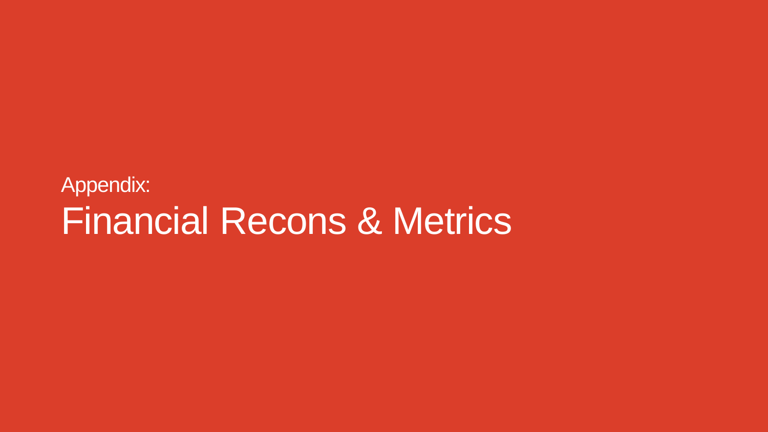Appendix:

# Financial Recons & Metrics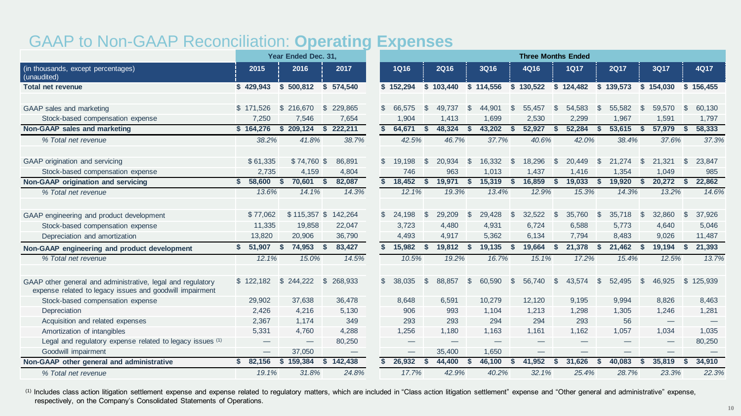# GAAP to Non-GAAP Reconciliation: **Operating Expenses**

| (in thousands, except percentages) (unaudited) | Year Ended Dec. 31, | | | Three Months Ended | | | | | | | |
|---|---|---|---|---|---|---|---|---|---|---|---|
| | 2015 | 2016 | 2017 | 1Q16 | 2Q16 | 3Q16 | 4Q16 | 1Q17 | 2Q17 | 3Q17 | 4Q17 |
| **Total net revenue** | **$ 429,943** | **$ 500,812** | **$ 574,540** | **$ 152,294** | **$ 103,440** | **$ 114,556** | **$ 130,522** | **$ 124,482** | **$ 139,573** | **$ 154,030** | **$ 156,455** |
| | | | | | | | | | | | |
| GAAP sales and marketing | $ 171,526 | $ 216,670 | $ 229,865 | $ 66,575 | $ 49,737 | $ 44,901 | $ 55,457 | $ 54,583 | $ 55,582 | $ 59,570 | $ 60,130 |
| Stock-based compensation expense | 7,250 | 7,546 | 7,654 | 1,904 | 1,413 | 1,699 | 2,530 | 2,299 | 1,967 | 1,591 | 1,797 |
| **Non-GAAP sales and marketing** | **$ 164,276** | **$ 209,124** | **$ 222,211** | **$ 64,671** | **$ 48,324** | **$ 43,202** | **$ 52,927** | **$ 52,284** | **$ 53,615** | **$ 57,979** | **$ 58,333** |
| *% Total net revenue* | *38.2%* | *41.8%* | *38.7%* | *42.5%* | *46.7%* | *37.7%* | *40.6%* | *42.0%* | *38.4%* | *37.6%* | *37.3%* |
| | | | | | | | | | | | |
| GAAP origination and servicing | $ 61,335 | $ 74,760 | $ 86,891 | $ 19,198 | $ 20,934 | $ 16,332 | $ 18,296 | $ 20,449 | $ 21,274 | $ 21,321 | $ 23,847 |
| Stock-based compensation expense | 2,735 | 4,159 | 4,804 | 746 | 963 | 1,013 | 1,437 | 1,416 | 1,354 | 1,049 | 985 |
| **Non-GAAP origination and servicing** | **$ 58,600** | **$ 70,601** | **$ 82,087** | **$ 18,452** | **$ 19,971** | **$ 15,319** | **$ 16,859** | **$ 19,033** | **$ 19,920** | **$ 20,272** | **$ 22,862** |
| *% Total net revenue* | *13.6%* | *14.1%* | *14.3%* | *12.1%* | *19.3%* | *13.4%* | *12.9%* | *15.3%* | *14.3%* | *13.2%* | *14.6%* |
| | | | | | | | | | | | |
| GAAP engineering and product development | $ 77,062 | $ 115,357 | $ 142,264 | $ 24,198 | $ 29,209 | $ 29,428 | $ 32,522 | $ 35,760 | $ 35,718 | $ 32,860 | $ 37,926 |
| Stock-based compensation expense | 11,335 | 19,858 | 22,047 | 3,723 | 4,480 | 4,931 | 6,724 | 6,588 | 5,773 | 4,640 | 5,046 |
| Depreciation and amortization | 13,820 | 20,906 | 36,790 | 4,493 | 4,917 | 5,362 | 6,134 | 7,794 | 8,483 | 9,026 | 11,487 |
| **Non-GAAP engineering and product development** | **$ 51,907** | **$ 74,953** | **$ 83,427** | **$ 15,982** | **$ 19,812** | **$ 19,135** | **$ 19,664** | **$ 21,378** | **$ 21,462** | **$ 19,194** | **$ 21,393** |
| *% Total net revenue* | *12.1%* | *15.0%* | *14.5%* | *10.5%* | *19.2%* | *16.7%* | *15.1%* | *17.2%* | *15.4%* | *12.5%* | *13.7%* |
| | | | | | | | | | | | |
| GAAP other general and administrative, legal and regulatory expense related to legacy issues and goodwill impairment | $ 122,182 | $ 244,222 | $ 268,933 | $ 38,035 | $ 88,857 | $ 60,590 | $ 56,740 | $ 43,574 | $ 52,495 | $ 46,925 | $ 125,939 |
| Stock-based compensation expense | 29,902 | 37,638 | 36,478 | 8,648 | 6,591 | 10,279 | 12,120 | 9,195 | 9,994 | 8,826 | 8,463 |
| Depreciation | 2,426 | 4,216 | 5,130 | 906 | 993 | 1,104 | 1,213 | 1,298 | 1,305 | 1,246 | 1,281 |
| Acquisition and related expenses | 2,367 | 1,174 | 349 | 293 | 293 | 294 | 294 | 293 | 56 | — | — |
| Amortization of intangibles | 5,331 | 4,760 | 4,288 | 1,256 | 1,180 | 1,163 | 1,161 | 1,162 | 1,057 | 1,034 | 1,035 |
| Legal and regulatory expense related to legacy issues [(1)] | — | — | 80,250 | — | — | — | — | — | — | — | 80,250 |
| Goodwill impairment | — | 37,050 | — | — | 35,400 | 1,650 | — | — | — | — | — |
| **Non-GAAP other general and administrative** | **$ 82,156** | **$ 159,384** | **$ 142,438** | **$ 26,932** | **$ 44,400** | **$ 46,100** | **$ 41,952** | **$ 31,626** | **$ 40,083** | **$ 35,819** | **$ 34,910** |
| *% Total net revenue* | *19.1%* | *31.8%* | *24.8%* | *17.7%* | *42.9%* | *40.2%* | *32.1%* | *25.4%* | *28.7%* | *23.3%* | *22.3%* |

(1) Includes class action litigation settlement expense and expense related to regulatory matters, which are included in "Class action litigation settlement" expense and "Other general and administrative" expense, respectively, on the Company's Consolidated Statements of Operations.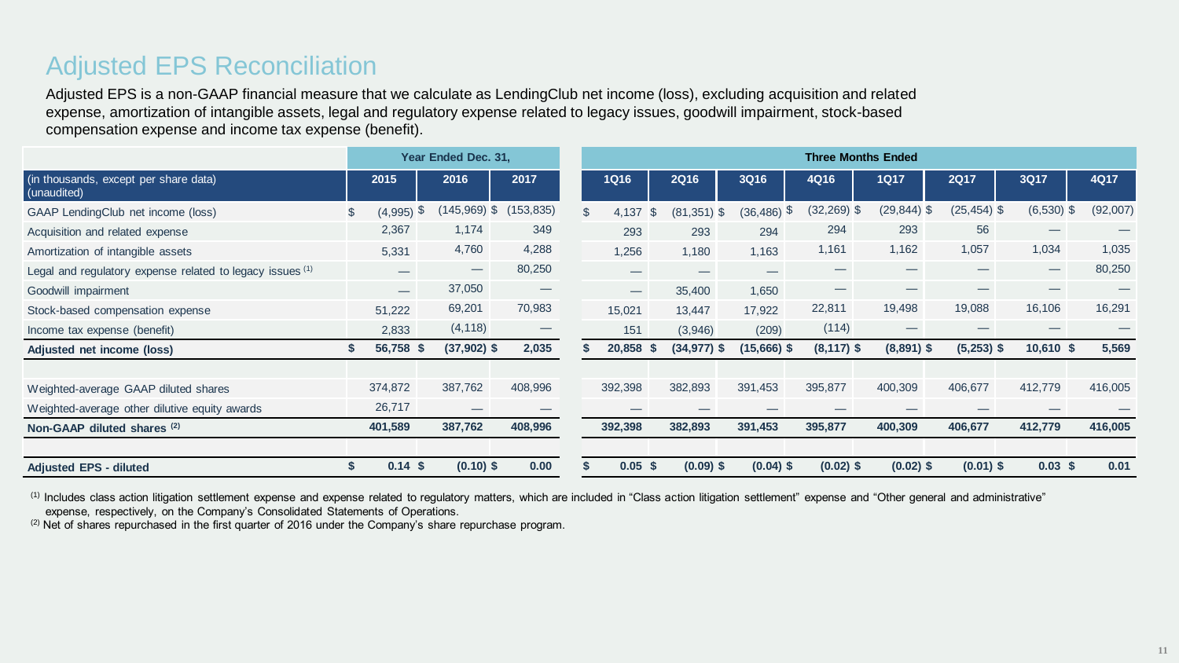# Adjusted EPS Reconciliation

Adjusted EPS is a non-GAAP financial measure that we calculate as LendingClub net income (loss), excluding acquisition and related expense, amortization of intangible assets, legal and regulatory expense related to legacy issues, goodwill impairment, stock-based compensation expense and income tax expense (benefit).

| | Year Ended Dec. 31, | | | Three Months Ended | | | | | | | |
|---|---|---|---|---|---|---|---|---|---|---|---|
| (in thousands, except per share data) (unaudited) | 2015 | 2016 | 2017 | 1Q16 | 2Q16 | 3Q16 | 4Q16 | 1Q17 | 2Q17 | 3Q17 | 4Q17 |
| GAAP LendingClub net income (loss) | $ (4,995) | $ (145,969) | $ (153,835) | $ 4,137 | $ (81,351) | $ (36,486) | $ (32,269) | $ (29,844) | $ (25,454) | $ (6,530) | $ (92,007) |
| Acquisition and related expense | 2,367 | 1,174 | 349 | 293 | 293 | 294 | 294 | 293 | 56 | — | — |
| Amortization of intangible assets | 5,331 | 4,760 | 4,288 | 1,256 | 1,180 | 1,163 | 1,161 | 1,162 | 1,057 | 1,034 | 1,035 |
| Legal and regulatory expense related to legacy issues [1] | — | — | 80,250 | — | — | — | — | — | — | — | 80,250 |
| Goodwill impairment | — | 37,050 | — | — | 35,400 | 1,650 | — | — | — | — | — |
| Stock-based compensation expense | 51,222 | 69,201 | 70,983 | 15,021 | 13,447 | 17,922 | 22,811 | 19,498 | 19,088 | 16,106 | 16,291 |
| Income tax expense (benefit) | 2,833 | (4,118) | — | 151 | (3,946) | (209) | (114) | — | — | — | — |
| **Adjusted net income (loss)** | **$ 56,758** | **$ (37,902)** | **$ 2,035** | **$ 20,858** | **$ (34,977)** | **$ (15,666)** | **$ (8,117)** | **$ (8,891)** | **$ (5,253)** | **$ 10,610** | **$ 5,569** |
| | | | | | | | | | | | |
| Weighted-average GAAP diluted shares | 374,872 | 387,762 | 408,996 | 392,398 | 382,893 | 391,453 | 395,877 | 400,309 | 406,677 | 412,779 | 416,005 |
| Weighted-average other dilutive equity awards | 26,717 | — | — | — | — | — | — | — | — | — | — |
| **Non-GAAP diluted shares [2]** | **401,589** | **387,762** | **408,996** | **392,398** | **382,893** | **391,453** | **395,877** | **400,309** | **406,677** | **412,779** | **416,005** |
| | | | | | | | | | | | |
| **Adjusted EPS - diluted** | **$ 0.14** | **$ (0.10)** | **$ 0.00** | **$ 0.05** | **$ (0.09)** | **$ (0.04)** | **$ (0.02)** | **$ (0.02)** | **$ (0.01)** | **$ 0.03** | **$ 0.01** |

[1] Includes class action litigation settlement expense and expense related to regulatory matters, which are included in "Class action litigation settlement" expense and "Other general and administrative" expense, respectively, on the Company's Consolidated Statements of Operations.

[2] Net of shares repurchased in the first quarter of 2016 under the Company's share repurchase program.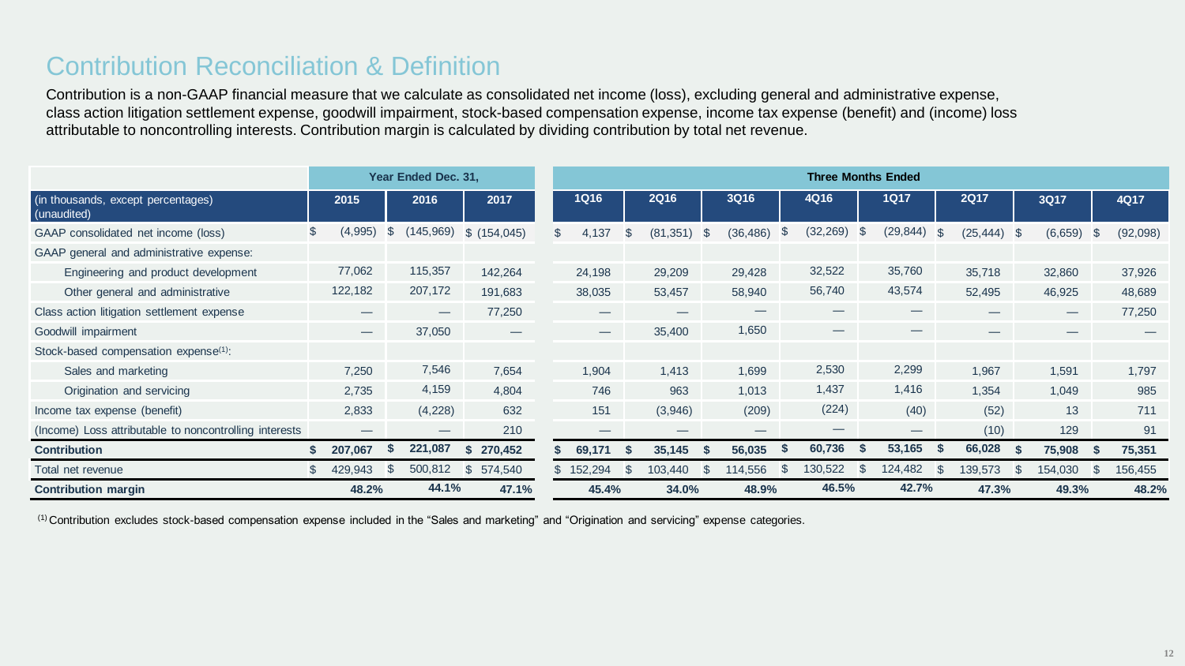# Contribution Reconciliation & Definition

Contribution is a non-GAAP financial measure that we calculate as consolidated net income (loss), excluding general and administrative expense, class action litigation settlement expense, goodwill impairment, stock-based compensation expense, income tax expense (benefit) and (income) loss attributable to noncontrolling interests. Contribution margin is calculated by dividing contribution by total net revenue.

| | Year Ended Dec. 31, | | | Three Months Ended | | | | | | | |
|---|---|---|---|---|---|---|---|---|---|---|---|
| (in thousands, except percentages) (unaudited) | 2015 | 2016 | 2017 | 1Q16 | 2Q16 | 3Q16 | 4Q16 | 1Q17 | 2Q17 | 3Q17 | 4Q17 |
| GAAP consolidated net income (loss) | $ (4,995) | $ (145,969) | $ (154,045) | $ 4,137 | $ (81,351) | $ (36,486) | $ (32,269) | $ (29,844) | $ (25,444) | $ (6,659) | $ (92,098) |
| GAAP general and administrative expense: | | | | | | | | | | | |
| Engineering and product development | 77,062 | 115,357 | 142,264 | 24,198 | 29,209 | 29,428 | 32,522 | 35,760 | 35,718 | 32,860 | 37,926 |
| Other general and administrative | 122,182 | 207,172 | 191,683 | 38,035 | 53,457 | 58,940 | 56,740 | 43,574 | 52,495 | 46,925 | 48,689 |
| Class action litigation settlement expense | — | — | 77,250 | — | — | — | — | — | — | — | 77,250 |
| Goodwill impairment | — | 37,050 | — | — | 35,400 | 1,650 | — | — | — | — | — |
| Stock-based compensation expense[1]: | | | | | | | | | | | |
| Sales and marketing | 7,250 | 7,546 | 7,654 | 1,904 | 1,413 | 1,699 | 2,530 | 2,299 | 1,967 | 1,591 | 1,797 |
| Origination and servicing | 2,735 | 4,159 | 4,804 | 746 | 963 | 1,013 | 1,437 | 1,416 | 1,354 | 1,049 | 985 |
| Income tax expense (benefit) | 2,833 | (4,228) | 632 | 151 | (3,946) | (209) | (224) | (40) | (52) | 13 | 711 |
| (Income) Loss attributable to noncontrolling interests | — | — | 210 | — | — | — | — | — | (10) | 129 | 91 |
| **Contribution** | **$ 207,067** | **$ 221,087** | **$ 270,452** | **$ 69,171** | **$ 35,145** | **$ 56,035** | **$ 60,736** | **$ 53,165** | **$ 66,028** | **$ 75,908** | **$ 75,351** |
| Total net revenue | $ 429,943 | $ 500,812 | $ 574,540 | $ 152,294 | $ 103,440 | $ 114,556 | $ 130,522 | $ 124,482 | $ 139,573 | $ 154,030 | $ 156,455 |
| **Contribution margin** | **48.2%** | **44.1%** | **47.1%** | **45.4%** | **34.0%** | **48.9%** | **46.5%** | **42.7%** | **47.3%** | **49.3%** | **48.2%** |

[1] Contribution excludes stock-based compensation expense included in the "Sales and marketing" and "Origination and servicing" expense categories.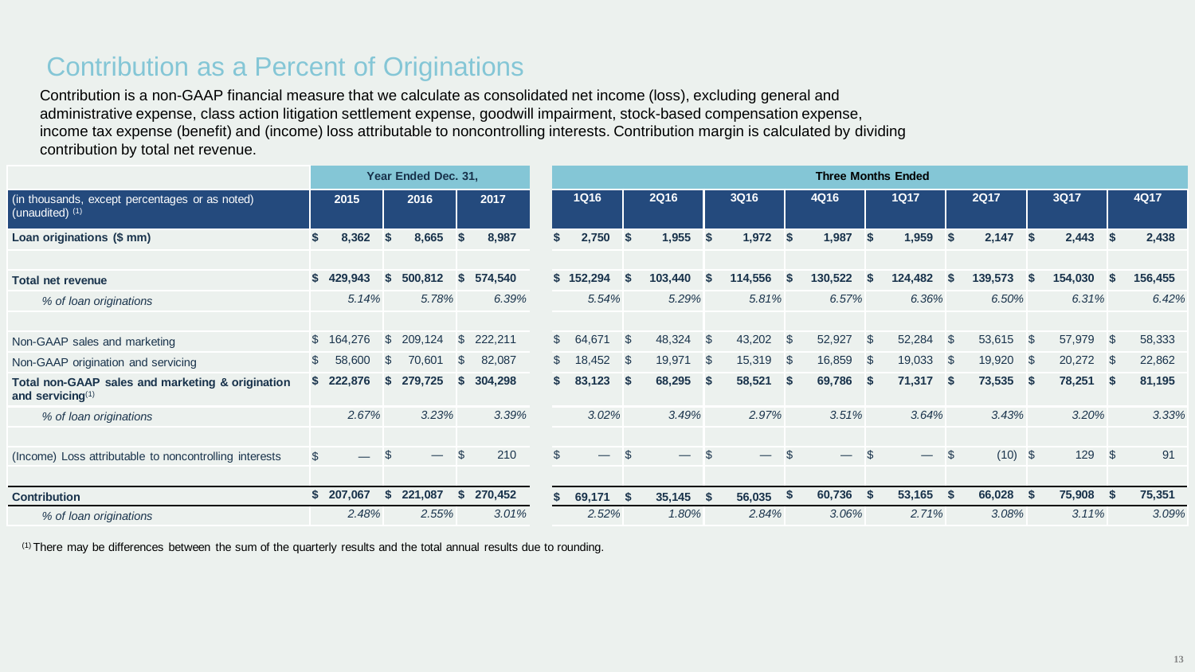# Contribution as a Percent of Originations

Contribution is a non-GAAP financial measure that we calculate as consolidated net income (loss), excluding general and administrative expense, class action litigation settlement expense, goodwill impairment, stock-based compensation expense, income tax expense (benefit) and (income) loss attributable to noncontrolling interests. Contribution margin is calculated by dividing contribution by total net revenue.

| | Year Ended Dec. 31, | | | Three Months Ended | | | | | | | |
|---|---|---|---|---|---|---|---|---|---|---|---|
| (in thousands, except percentages or as noted) (unaudited) [(1)] | 2015 | 2016 | 2017 | 1Q16 | 2Q16 | 3Q16 | 4Q16 | 1Q17 | 2Q17 | 3Q17 | 4Q17 |
| **Loan originations ($ mm)** | **$ 8,362** | **$ 8,665** | **$ 8,987** | **$ 2,750** | **$ 1,955** | **$ 1,972** | **$ 1,987** | **$ 1,959** | **$ 2,147** | **$ 2,443** | **$ 2,438** |
| | | | | | | | | | | | |
| **Total net revenue** | **$ 429,943** | **$ 500,812** | **$ 574,540** | **$ 152,294** | **$ 103,440** | **$ 114,556** | **$ 130,522** | **$ 124,482** | **$ 139,573** | **$ 154,030** | **$ 156,455** |
| *% of loan originations* | *5.14%* | *5.78%* | *6.39%* | *5.54%* | *5.29%* | *5.81%* | *6.57%* | *6.36%* | *6.50%* | *6.31%* | *6.42%* |
| | | | | | | | | | | | |
| Non-GAAP sales and marketing | $ 164,276 | $ 209,124 | $ 222,211 | $ 64,671 | $ 48,324 | $ 43,202 | $ 52,927 | $ 52,284 | $ 53,615 | $ 57,979 | $ 58,333 |
| Non-GAAP origination and servicing | $ 58,600 | $ 70,601 | $ 82,087 | $ 18,452 | $ 19,971 | $ 15,319 | $ 16,859 | $ 19,033 | $ 19,920 | $ 20,272 | $ 22,862 |
| **Total non-GAAP sales and marketing & origination and servicing**[(1)] | **$ 222,876** | **$ 279,725** | **$ 304,298** | **$ 83,123** | **$ 68,295** | **$ 58,521** | **$ 69,786** | **$ 71,317** | **$ 73,535** | **$ 78,251** | **$ 81,195** |
| *% of loan originations* | *2.67%* | *3.23%* | *3.39%* | *3.02%* | *3.49%* | *2.97%* | *3.51%* | *3.64%* | *3.43%* | *3.20%* | *3.33%* |
| | | | | | | | | | | | |
| (Income) Loss attributable to noncontrolling interests | $ — | $ — | $ 210 | $ — | $ — | $ — | $ — | $ — | $ (10) | $ 129 | $ 91 |
| | | | | | | | | | | | |
| **Contribution** | **$ 207,067** | **$ 221,087** | **$ 270,452** | **$ 69,171** | **$ 35,145** | **$ 56,035** | **$ 60,736** | **$ 53,165** | **$ 66,028** | **$ 75,908** | **$ 75,351** |
| *% of loan originations* | *2.48%* | *2.55%* | *3.01%* | *2.52%* | *1.80%* | *2.84%* | *3.06%* | *2.71%* | *3.08%* | *3.11%* | *3.09%* |

[(1)] There may be differences between the sum of the quarterly results and the total annual results due to rounding.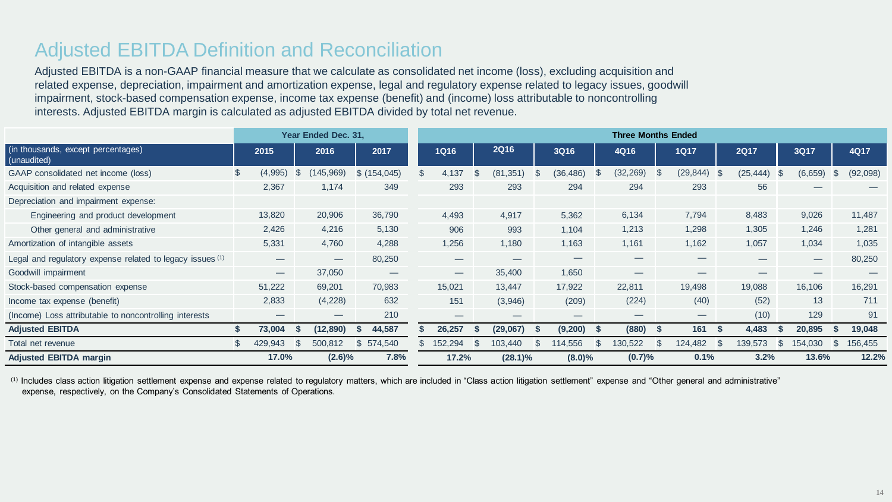# Adjusted EBITDA Definition and Reconciliation

Adjusted EBITDA is a non-GAAP financial measure that we calculate as consolidated net income (loss), excluding acquisition and related expense, depreciation, impairment and amortization expense, legal and regulatory expense related to legacy issues, goodwill impairment, stock-based compensation expense, income tax expense (benefit) and (income) loss attributable to noncontrolling interests. Adjusted EBITDA margin is calculated as adjusted EBITDA divided by total net revenue.

| | Year Ended Dec. 31, | | | Three Months Ended | | | | | | | |
|---|---|---|---|---|---|---|---|---|---|---|---|
| (in thousands, except percentages) (unaudited) | 2015 | 2016 | 2017 | 1Q16 | 2Q16 | 3Q16 | 4Q16 | 1Q17 | 2Q17 | 3Q17 | 4Q17 |
| GAAP consolidated net income (loss) | $ (4,995) | $ (145,969) | $ (154,045) | $ 4,137 | $ (81,351) | $ (36,486) | $ (32,269) | $ (29,844) | $ (25,444) | $ (6,659) | $ (92,098) |
| Acquisition and related expense | 2,367 | 1,174 | 349 | 293 | 293 | 294 | 294 | 293 | 56 | — | — |
| Depreciation and impairment expense: | | | | | | | | | | | |
| Engineering and product development | 13,820 | 20,906 | 36,790 | 4,493 | 4,917 | 5,362 | 6,134 | 7,794 | 8,483 | 9,026 | 11,487 |
| Other general and administrative | 2,426 | 4,216 | 5,130 | 906 | 993 | 1,104 | 1,213 | 1,298 | 1,305 | 1,246 | 1,281 |
| Amortization of intangible assets | 5,331 | 4,760 | 4,288 | 1,256 | 1,180 | 1,163 | 1,161 | 1,162 | 1,057 | 1,034 | 1,035 |
| Legal and regulatory expense related to legacy issues [1] | — | — | 80,250 | — | — | — | — | — | — | — | 80,250 |
| Goodwill impairment | — | 37,050 | — | — | 35,400 | 1,650 | — | — | — | — | — |
| Stock-based compensation expense | 51,222 | 69,201 | 70,983 | 15,021 | 13,447 | 17,922 | 22,811 | 19,498 | 19,088 | 16,106 | 16,291 |
| Income tax expense (benefit) | 2,833 | (4,228) | 632 | 151 | (3,946) | (209) | (224) | (40) | (52) | 13 | 711 |
| (Income) Loss attributable to noncontrolling interests | — | — | 210 | — | — | — | — | — | (10) | 129 | 91 |
| **Adjusted EBITDA** | **$ 73,004** | **$ (12,890)** | **$ 44,587** | **$ 26,257** | **$ (29,067)** | **$ (9,200)** | **$ (880)** | **$ 161** | **$ 4,483** | **$ 20,895** | **$ 19,048** |
| Total net revenue | $ 429,943 | $ 500,812 | $ 574,540 | $ 152,294 | $ 103,440 | $ 114,556 | $ 130,522 | $ 124,482 | $ 139,573 | $ 154,030 | $ 156,455 |
| **Adjusted EBITDA margin** | **17.0%** | **(2.6)%** | **7.8%** | **17.2%** | **(28.1)%** | **(8.0)%** | **(0.7)%** | **0.1%** | **3.2%** | **13.6%** | **12.2%** |

[1] Includes class action litigation settlement expense and expense related to regulatory matters, which are included in “Class action litigation settlement” expense and “Other general and administrative” expense, respectively, on the Company’s Consolidated Statements of Operations.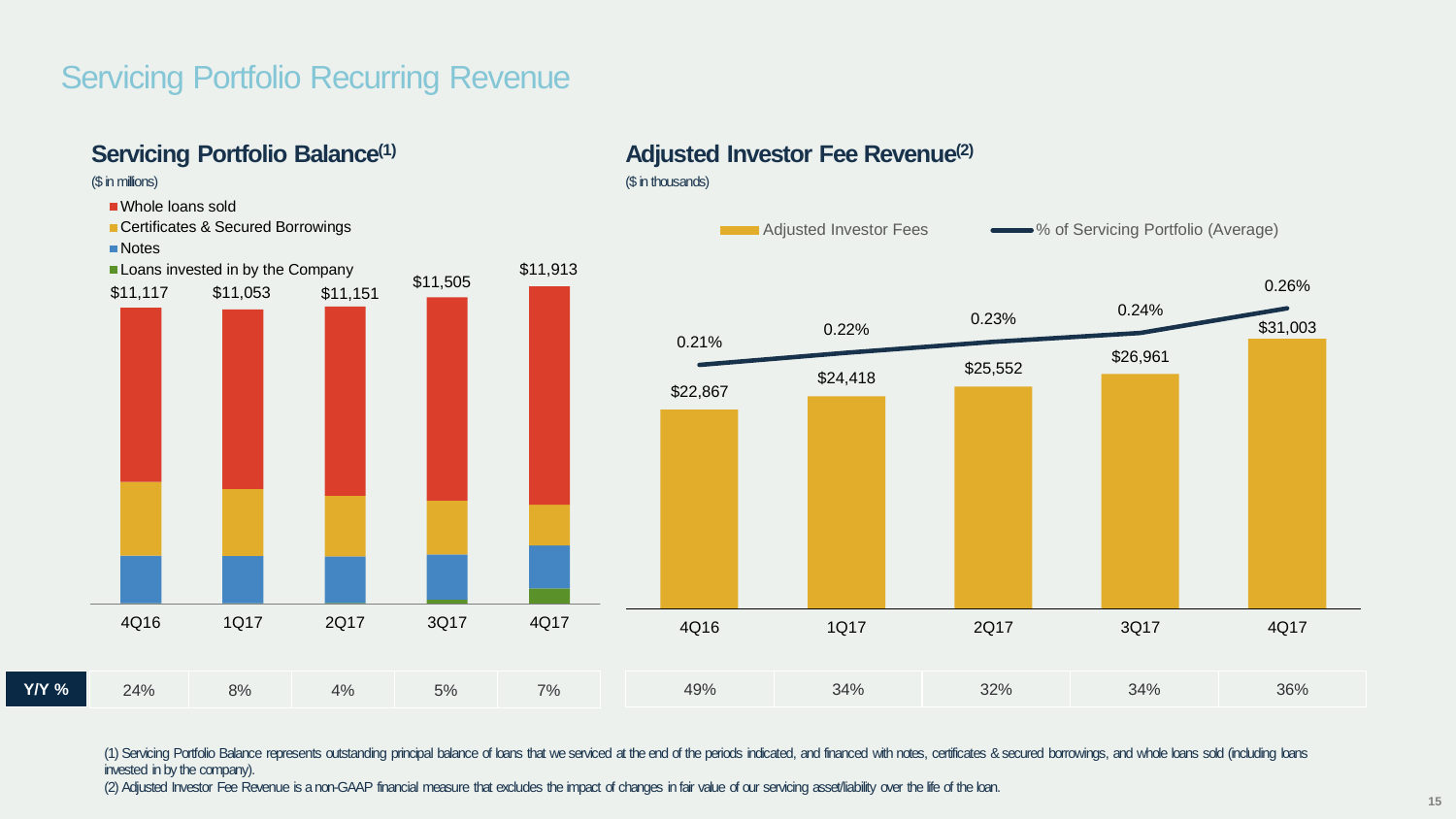# Servicing Portfolio Recurring Revenue

## Servicing Portfolio Balance[(1)]

($ in millions)

- Whole loans sold
- Certificates & Secured Borrowings
- Notes
- Loans invested in by the Company

| | 4Q16 | 1Q17 | 2Q17 | 3Q17 | 4Q17 |
|---|---|---|---|---|---|
| Servicing Portfolio Balance | $11,117 | $11,053 | $11,151 | $11,505 | $11,913 |
| Y/Y % | 24% | 8% | 4% | 5% | 7% |

## Adjusted Investor Fee Revenue[(2)]

($ in thousands)

| | 4Q16 | 1Q17 | 2Q17 | 3Q17 | 4Q17 |
|---|---|---|---|---|---|
| Adjusted Investor Fees | $22,867 | $24,418 | $25,552 | $26,961 | $31,003 |
| % of Servicing Portfolio (Average) | 0.21% | 0.22% | 0.23% | 0.24% | 0.26% |
| Y/Y % | 49% | 34% | 32% | 34% | 36% |

(1) Servicing Portfolio Balance represents outstanding principal balance of loans that we serviced at the end of the periods indicated, and financed with notes, certificates & secured borrowings, and whole loans sold (including loans invested in by the company).

(2) Adjusted Investor Fee Revenue is a non-GAAP financial measure that excludes the impact of changes in fair value of our servicing asset/liability over the life of the loan.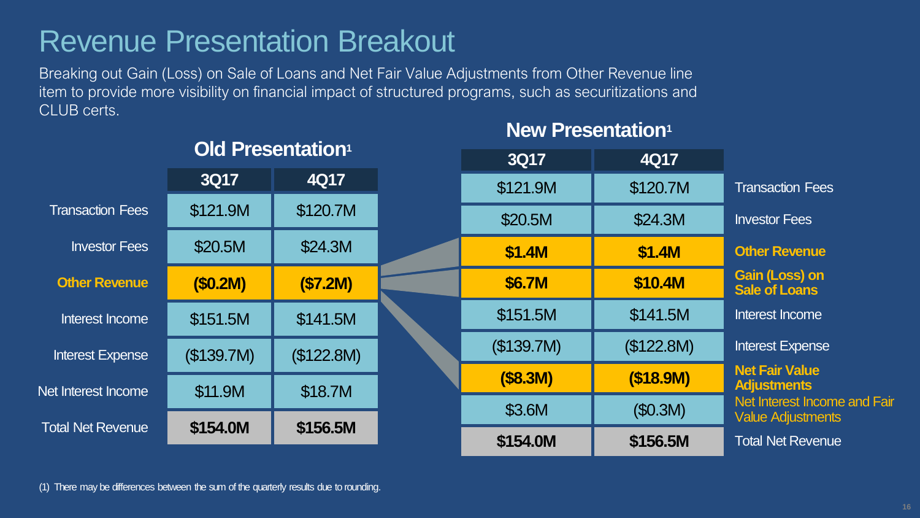# Revenue Presentation Breakout

Breaking out Gain (Loss) on Sale of Loans and Net Fair Value Adjustments from Other Revenue line item to provide more visibility on financial impact of structured programs, such as securitizations and CLUB certs.

## Old Presentation[1]

| | 3Q17 | 4Q17 |
|---|---|---|
| Transaction Fees | $121.9M | $120.7M |
| Investor Fees | $20.5M | $24.3M |
| **Other Revenue** | **($0.2M)** | **($7.2M)** |
| Interest Income | $151.5M | $141.5M |
| Interest Expense | ($139.7M) | ($122.8M) |
| Net Interest Income | $11.9M | $18.7M |
| Total Net Revenue | **$154.0M** | **$156.5M** |

## New Presentation[1]

| | 3Q17 | 4Q17 |
|---|---|---|
| Transaction Fees | $121.9M | $120.7M |
| Investor Fees | $20.5M | $24.3M |
| **Other Revenue** | **$1.4M** | **$1.4M** |
| **Gain (Loss) on Sale of Loans** | **$6.7M** | **$10.4M** |
| Interest Income | $151.5M | $141.5M |
| Interest Expense | ($139.7M) | ($122.8M) |
| **Net Fair Value Adjustments** | **($8.3M)** | **($18.9M)** |
| Net Interest Income and Fair Value Adjustments | $3.6M | ($0.3M) |
| Total Net Revenue | **$154.0M** | **$156.5M** |

(1) There may be differences between the sum of the quarterly results due to rounding.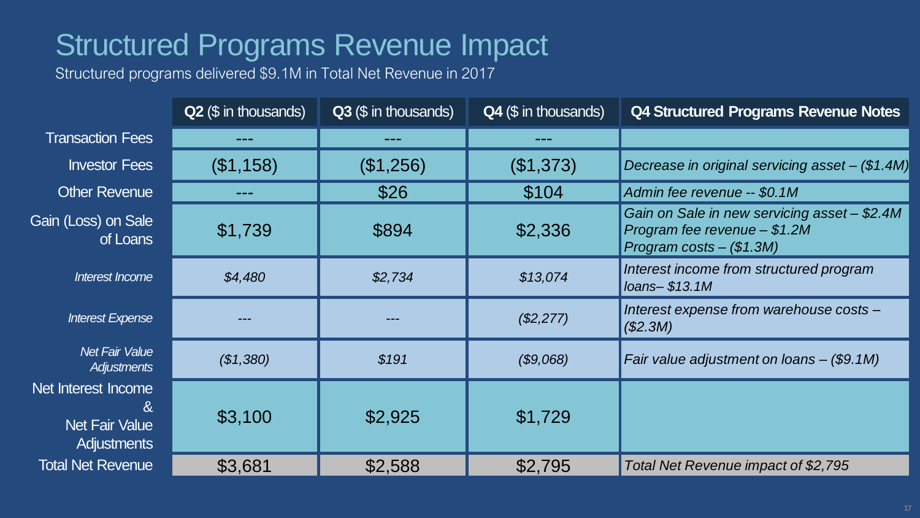# Structured Programs Revenue Impact

Structured programs delivered $9.1M in Total Net Revenue in 2017

| | **Q2** ($ in thousands) | **Q3** ($ in thousands) | **Q4** ($ in thousands) | **Q4 Structured Programs Revenue Notes** |
|---|---|---|---|---|
| Transaction Fees | --- | --- | --- | |
| Investor Fees | ($1,158) | ($1,256) | ($1,373) | *Decrease in original servicing asset – ($1.4M)* |
| Other Revenue | --- | $26 | $104 | *Admin fee revenue -- $0.1M* |
| Gain (Loss) on Sale of Loans | $1,739 | $894 | $2,336 | *Gain on Sale in new servicing asset – $2.4M*<br>*Program fee revenue – $1.2M*<br>*Program costs – ($1.3M)* |
| *Interest Income* | *$4,480* | *$2,734* | *$13,074* | *Interest income from structured program loans– $13.1M* |
| *Interest Expense* | --- | --- | *($2,277)* | *Interest expense from warehouse costs – ($2.3M)* |
| *Net Fair Value Adjustments* | *($1,380)* | *$191* | *($9,068)* | *Fair value adjustment on loans – ($9.1M)* |
| Net Interest Income & Net Fair Value Adjustments | $3,100 | $2,925 | $1,729 | |
| Total Net Revenue | $3,681 | $2,588 | $2,795 | *Total Net Revenue impact of $2,795* |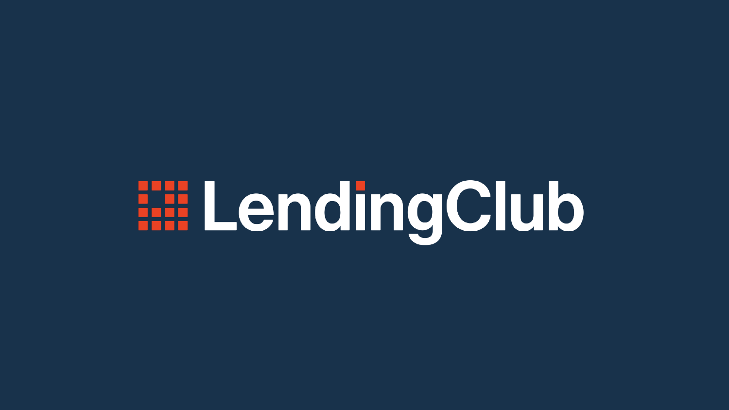LendingClub